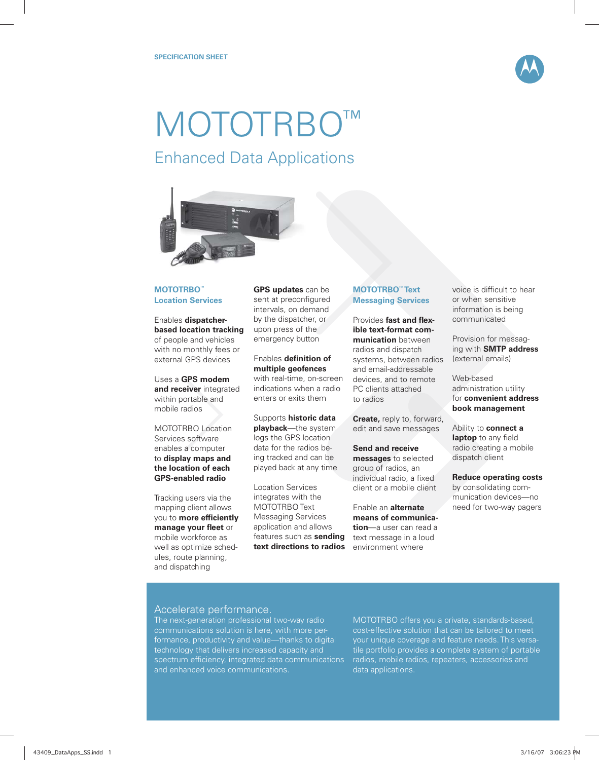SPECIFICATION SHEET

# MOTOTRBO™

## Enhanced Data Applications

### MOTOTRBO™ Location Services

Enables **dispatcher-based location tracking** of people and vehicles with no monthly fees or external GPS devices

Uses a **GPS modem and receiver** integrated within portable and mobile radios

MOTOTRBO Location Services software enables a computer to **display maps and the location of each GPS-enabled radio**

Tracking users via the mapping client allows you to **more efficiently manage your fleet** or mobile workforce as well as optimize schedules, route planning, and dispatching

**GPS updates** can be sent at preconfigured intervals, on demand by the dispatcher, or upon press of the emergency button

Enables **definition of multiple geofences** with real-time, on-screen indications when a radio enters or exits them

Supports **historic data playback**—the system logs the GPS location data for the radios being tracked and can be played back at any time

Location Services integrates with the MOTOTRBO Text Messaging Services application and allows features such as **sending text directions to radios**

### MOTOTRBO™ Text Messaging Services

Provides **fast and flexible text-format communication** between radios and dispatch systems, between radios and email-addressable devices, and to remote PC clients attached to radios

**Create,** reply to, forward, edit and save messages

**Send and receive messages** to selected group of radios, an individual radio, a fixed client or a mobile client

Enable an **alternate means of communication**—a user can read a text message in a loud environment where voice is difficult to hear or when sensitive information is being communicated

Provision for messaging with **SMTP address** (external emails)

Web-based administration utility for **convenient address book management**

Ability to **connect a laptop** to any field radio creating a mobile dispatch client

**Reduce operating costs** by consolidating communication devices—no need for two-way pagers

## Accelerate performance.

The next-generation professional two-way radio communications solution is here, with more performance, productivity and value—thanks to digital technology that delivers increased capacity and spectrum efficiency, integrated data communications and enhanced voice communications.

MOTOTRBO offers you a private, standards-based, cost-effective solution that can be tailored to meet your unique coverage and feature needs. This versatile portfolio provides a complete system of portable radios, mobile radios, repeaters, accessories and data applications.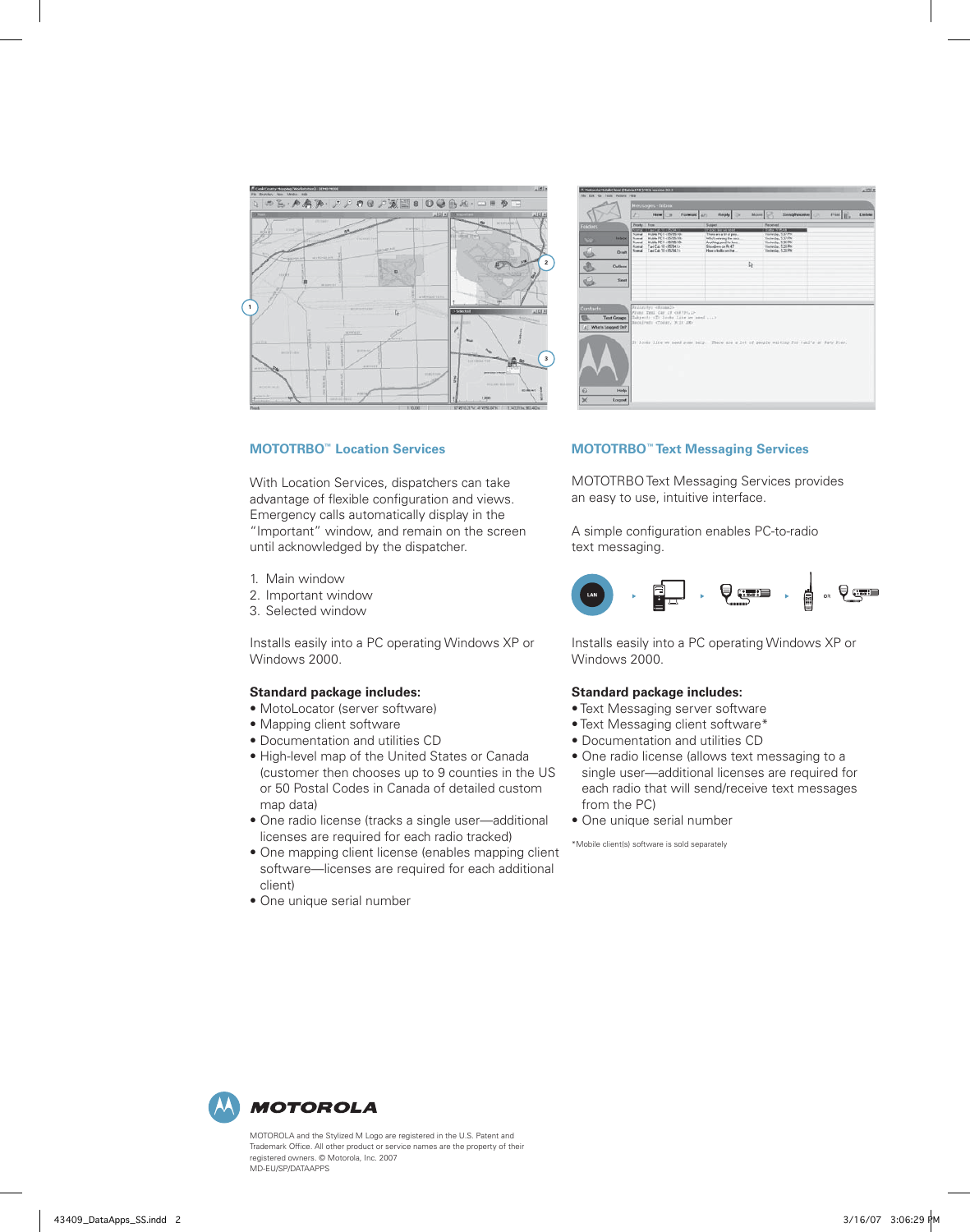## MOTOTRBO™ Location Services

With Location Services, dispatchers can take advantage of flexible configuration and views. Emergency calls automatically display in the "Important" window, and remain on the screen until acknowledged by the dispatcher.

1. Main window
2. Important window
3. Selected window

Installs easily into a PC operating Windows XP or Windows 2000.

**Standard package includes:**

- MotoLocator (server software)
- Mapping client software
- Documentation and utilities CD
- High-level map of the United States or Canada (customer then chooses up to 9 counties in the US or 50 Postal Codes in Canada of detailed custom map data)
- One radio license (tracks a single user—additional licenses are required for each radio tracked)
- One mapping client license (enables mapping client software—licenses are required for each additional client)
- One unique serial number

## MOTOTRBO™ Text Messaging Services

MOTOTRBO Text Messaging Services provides an easy to use, intuitive interface.

A simple configuration enables PC-to-radio text messaging.

LAN

or

Installs easily into a PC operating Windows XP or Windows 2000.

**Standard package includes:**

- Text Messaging server software
- Text Messaging client software*
- Documentation and utilities CD
- One radio license (allows text messaging to a single user—additional licenses are required for each radio that will send/receive text messages from the PC)
- One unique serial number

*Mobile client(s) software is sold separately

**MOTOROLA**

MOTOROLA and the Stylized M Logo are registered in the U.S. Patent and Trademark Office. All other product or service names are the property of their registered owners. © Motorola, Inc. 2007
MD-EU/SP/DATAAPPS